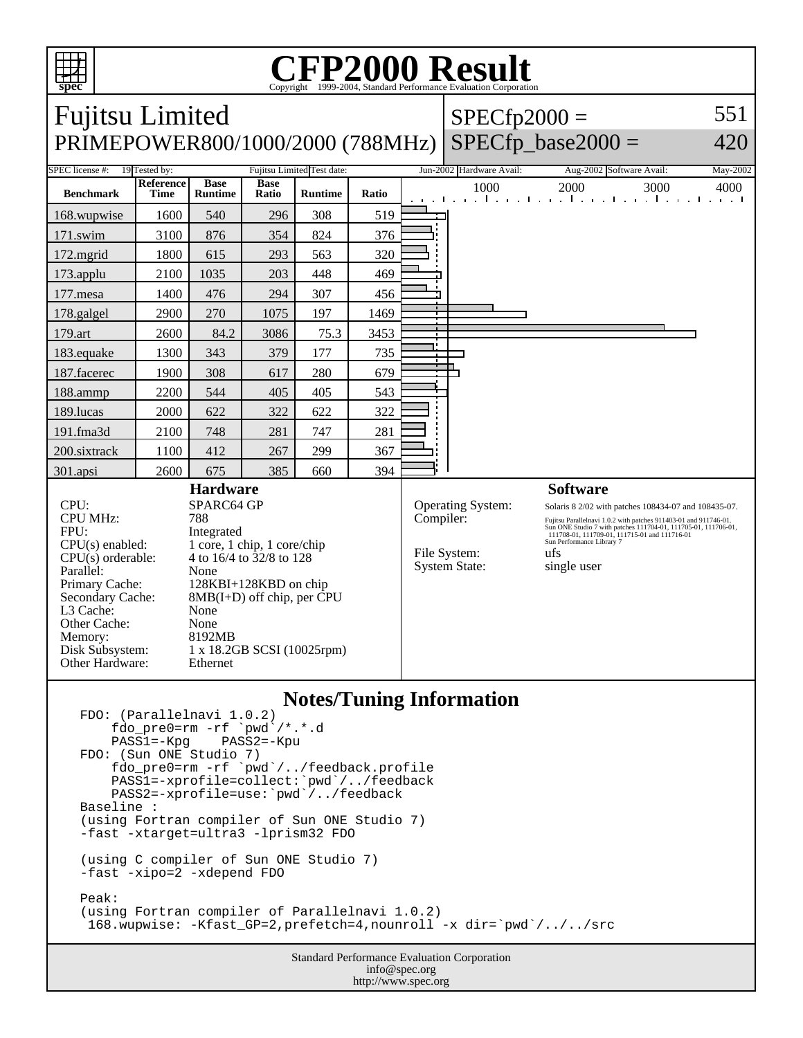# CFP2000 Result

Copyright 1999-2004, Standard Performance Evaluation Corporation

## Fujitsu Limited
## PRIMEPOWER800/1000/2000 (788MHz)

SPECfp2000 = 551

SPECfp_base2000 = 420

SPEC license #: 19 | Tested by: Fujitsu Limited | Test date: Jun-2002 | Hardware Avail: Aug-2002 | Software Avail: May-2002

| Benchmark | Reference Time | Base Runtime | Base Ratio | Runtime | Ratio |
|---|---|---|---|---|---|
| 168.wupwise | 1600 | 540 | 296 | 308 | 519 |
| 171.swim | 3100 | 876 | 354 | 824 | 376 |
| 172.mgrid | 1800 | 615 | 293 | 563 | 320 |
| 173.applu | 2100 | 1035 | 203 | 448 | 469 |
| 177.mesa | 1400 | 476 | 294 | 307 | 456 |
| 178.galgel | 2900 | 270 | 1075 | 197 | 1469 |
| 179.art | 2600 | 84.2 | 3086 | 75.3 | 3453 |
| 183.equake | 1300 | 343 | 379 | 177 | 735 |
| 187.facerec | 1900 | 308 | 617 | 280 | 679 |
| 188.ammp | 2200 | 544 | 405 | 405 | 543 |
| 189.lucas | 2000 | 622 | 322 | 622 | 322 |
| 191.fma3d | 2100 | 748 | 281 | 747 | 281 |
| 200.sixtrack | 1100 | 412 | 267 | 299 | 367 |
| 301.apsi | 2600 | 675 | 385 | 660 | 394 |

### Hardware

- CPU: SPARC64 GP
- CPU MHz: 788
- FPU: Integrated
- CPU(s) enabled: 1 core, 1 chip, 1 core/chip
- CPU(s) orderable: 4 to 16/4 to 32/8 to 128
- Parallel: None
- Primary Cache: 128KBI+128KBD on chip
- Secondary Cache: 8MB(I+D) off chip, per CPU
- L3 Cache: None
- Other Cache: None
- Memory: 8192MB
- Disk Subsystem: 1 x 18.2GB SCSI (10025rpm)
- Other Hardware: Ethernet

### Software

- Operating System: Solaris 8 2/02 with patches 108434-07 and 108435-07.
- Compiler: Fujitsu Parallelnavi 1.0.2 with patches 911403-01 and 911746-01. Sun ONE Studio 7 with patches 111704-01, 111705-01, 111706-01, 111708-01, 111709-01, 111715-01 and 111716-01 Sun Performance Library 7
- File System: ufs
- System State: single user

### Notes/Tuning Information

```
FDO: (Parallelnavi 1.0.2)
    fdo_pre0=rm -rf `pwd`/*.*.d
    PASS1=-Kpg    PASS2=-Kpu
FDO: (Sun ONE Studio 7)
    fdo_pre0=rm -rf `pwd`/../feedback.profile
    PASS1=-xprofile=collect:`pwd`/../feedback
    PASS2=-xprofile=use:`pwd`/../feedback
Baseline :
(using Fortran compiler of Sun ONE Studio 7)
-fast -xtarget=ultra3 -lprism32 FDO

(using C compiler of Sun ONE Studio 7)
-fast -xipo=2 -xdepend FDO

Peak:
(using Fortran compiler of Parallelnavi 1.0.2)
 168.wupwise: -Kfast_GP=2,prefetch=4,nounroll -x dir=`pwd`/../../src
```

Standard Performance Evaluation Corporation
info@spec.org
http://www.spec.org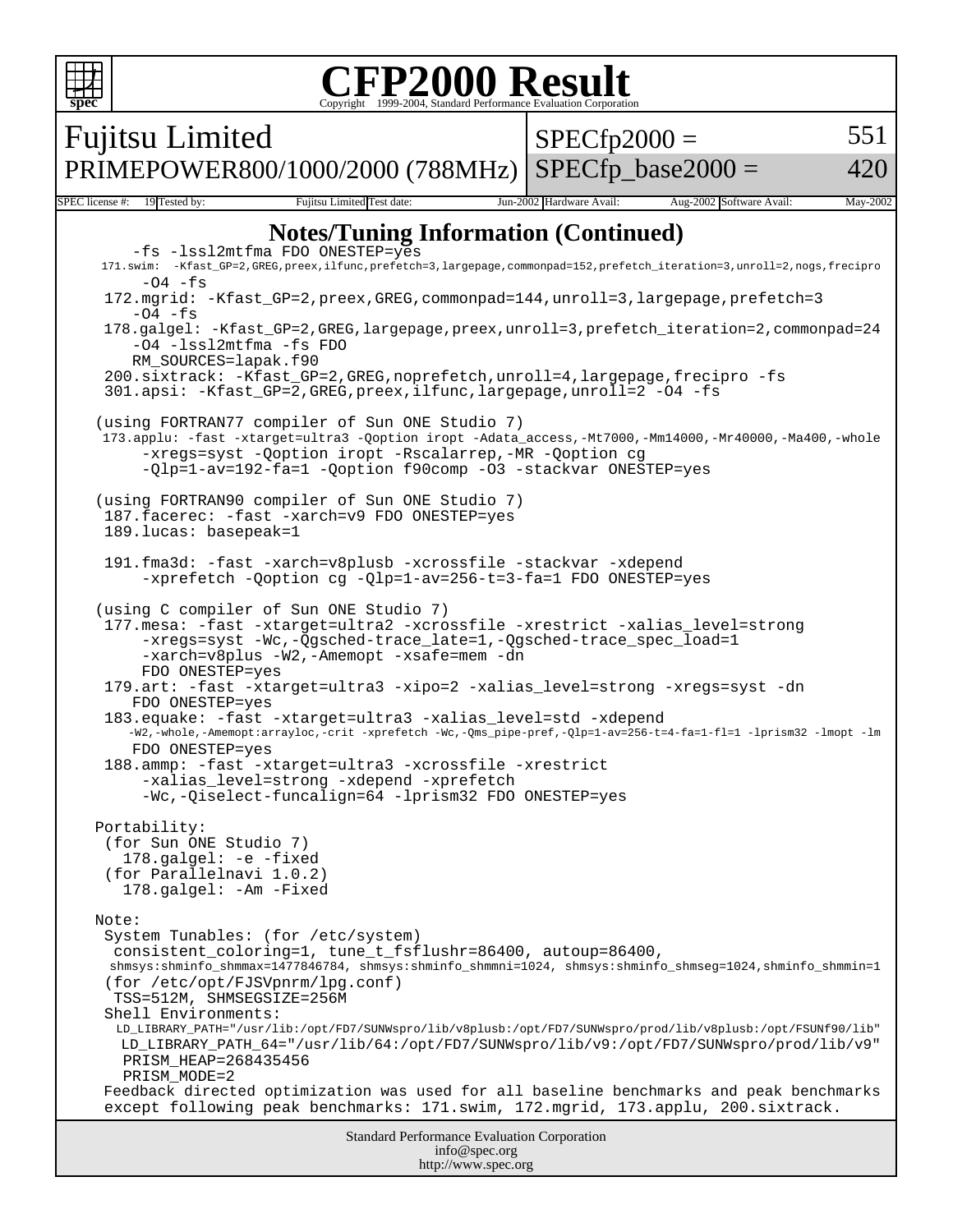# CFP2000 Result

Copyright 1999-2004, Standard Performance Evaluation Corporation

| Fujitsu Limited | SPECfp2000 = | 551 |
|---|---|---|
| PRIMEPOWER800/1000/2000 (788MHz) | SPECfp_base2000 = | 420 |

| SPEC license #: | 19 | Tested by: | Fujitsu Limited | Test date: | Jun-2002 | Hardware Avail: | Aug-2002 | Software Avail: | May-2002 |
|---|---|---|---|---|---|---|---|---|---|

## Notes/Tuning Information (Continued)

```
       -fs -lssl2mtfma FDO ONESTEP=yes
  171.swim:  -Kfast_GP=2,GREG,preex,ilfunc,prefetch=3,largepage,commonpad=152,prefetch_iteration=3,unroll=2,nogs,frecipro
       -O4 -fs
  172.mgrid: -Kfast_GP=2,preex,GREG,commonpad=144,unroll=3,largepage,prefetch=3
     -O4 -fs
  178.galgel: -Kfast_GP=2,GREG,largepage,preex,unroll=3,prefetch_iteration=2,commonpad=24
     -O4 -lssl2mtfma -fs FDO
     RM_SOURCES=lapak.f90
  200.sixtrack: -Kfast_GP=2,GREG,noprefetch,unroll=4,largepage,frecipro -fs
  301.apsi: -Kfast_GP=2,GREG,preex,ilfunc,largepage,unroll=2 -O4 -fs

 (using FORTRAN77 compiler of Sun ONE Studio 7)
  173.applu: -fast -xtarget=ultra3 -Qoption iropt -Adata_access,-Mt7000,-Mm14000,-Mr40000,-Ma400,-whole
       -xregs=syst -Qoption iropt -Rscalarrep,-MR -Qoption cg
       -Qlp=1-av=192-fa=1 -Qoption f90comp -O3 -stackvar ONESTEP=yes

 (using FORTRAN90 compiler of Sun ONE Studio 7)
  187.facerec: -fast -xarch=v9 FDO ONESTEP=yes
  189.lucas: basepeak=1

  191.fma3d: -fast -xarch=v8plusb -xcrossfile -stackvar -xdepend
       -xprefetch -Qoption cg -Qlp=1-av=256-t=3-fa=1 FDO ONESTEP=yes

 (using C compiler of Sun ONE Studio 7)
  177.mesa: -fast -xtarget=ultra2 -xcrossfile -xrestrict -xalias_level=strong
       -xregs=syst -Wc,-Qgsched-trace_late=1,-Qgsched-trace_spec_load=1
       -xarch=v8plus -W2,-Amemopt -xsafe=mem -dn
       FDO ONESTEP=yes
  179.art: -fast -xtarget=ultra3 -xipo=2 -xalias_level=strong -xregs=syst -dn
     FDO ONESTEP=yes
  183.equake: -fast -xtarget=ultra3 -xalias_level=std -xdepend
     -W2,-whole,-Amemopt:arrayloc,-crit -xprefetch -Wc,-Qms_pipe-pref,-Qlp=1-av=256-t=4-fa=1-fl=1 -lprism32 -lmopt -lm
     FDO ONESTEP=yes
  188.ammp: -fast -xtarget=ultra3 -xcrossfile -xrestrict
       -xalias_level=strong -xdepend -xprefetch
       -Wc,-Qiselect-funcalign=64 -lprism32 FDO ONESTEP=yes

 Portability:
  (for Sun ONE Studio 7)
    178.galgel: -e -fixed
  (for Parallelnavi 1.0.2)
    178.galgel: -Am -Fixed

 Note:
  System Tunables: (for /etc/system)
   consistent_coloring=1, tune_t_fsflushr=86400, autoup=86400,
   shmsys:shminfo_shmmax=1477846784, shmsys:shminfo_shmmni=1024, shmsys:shminfo_shmseg=1024,shminfo_shmmin=1
  (for /etc/opt/FJSVpnrm/lpg.conf)
   TSS=512M, SHMSEGSIZE=256M
  Shell Environments:
   LD_LIBRARY_PATH="/usr/lib:/opt/FD7/SUNWspro/lib/v8plusb:/opt/FD7/SUNWspro/prod/lib/v8plusb:/opt/FSUNf90/lib"
    LD_LIBRARY_PATH_64="/usr/lib/64:/opt/FD7/SUNWspro/lib/v9:/opt/FD7/SUNWspro/prod/lib/v9"
    PRISM_HEAP=268435456
    PRISM_MODE=2
  Feedback directed optimization was used for all baseline benchmarks and peak benchmarks
  except following peak benchmarks: 171.swim, 172.mgrid, 173.applu, 200.sixtrack.
```

Standard Performance Evaluation Corporation
info@spec.org
http://www.spec.org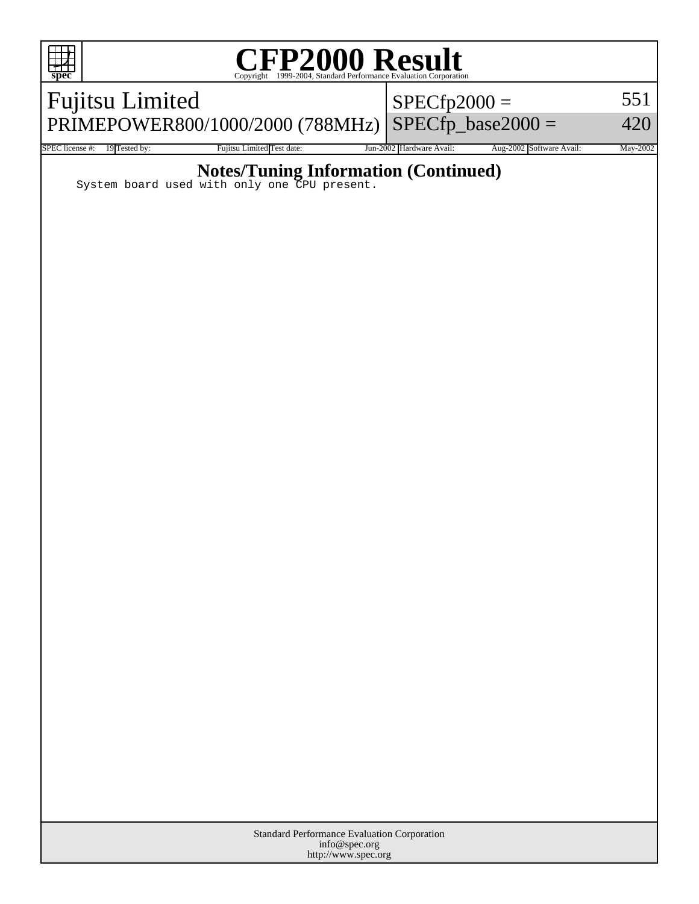# CFP2000 Result

Copyright 1999-2004, Standard Performance Evaluation Corporation

Fujitsu Limited
PRIMEPOWER800/1000/2000 (788MHz)

SPECfp2000 = 551
SPECfp_base2000 = 420

| SPEC license #: | 19 | Tested by: | Fujitsu Limited | Test date: | Jun-2002 | Hardware Avail: | Aug-2002 | Software Avail: | May-2002 |
|---|---|---|---|---|---|---|---|---|---|

## Notes/Tuning Information (Continued)

```
System board used with only one CPU present.
```

Standard Performance Evaluation Corporation
info@spec.org
http://www.spec.org